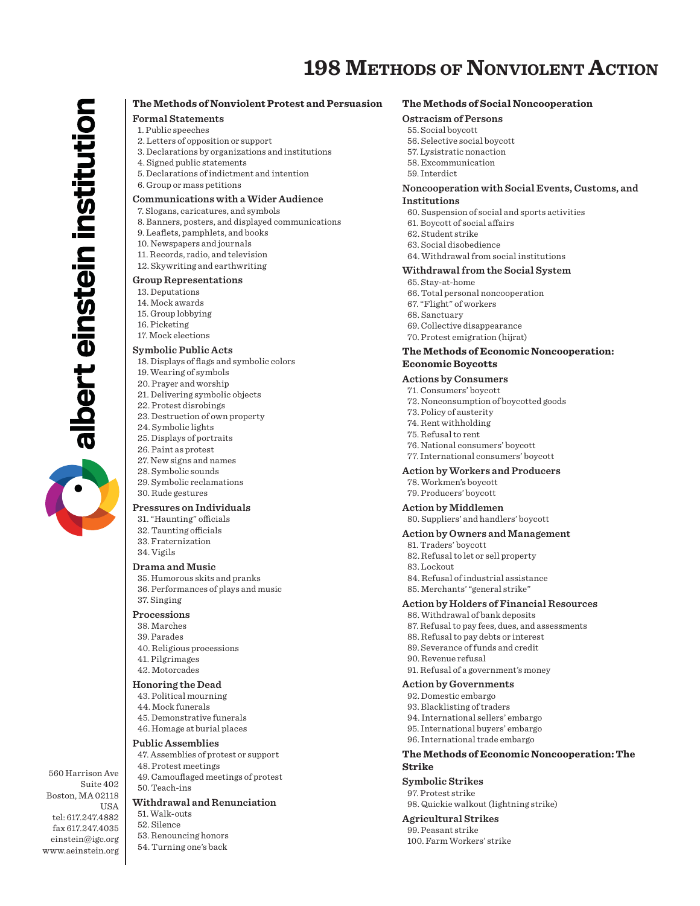# 198 Methods of Nonviolent Action

albert einstein institution

560 Harrison Ave
Suite 402
Boston, MA 02118
USA
tel: 617.247.4882
fax 617.247.4035
einstein@igc.org
www.aeinstein.org

## The Methods of Nonviolent Protest and Persuasion

### Formal Statements

1. Public speeches
2. Letters of opposition or support
3. Declarations by organizations and institutions
4. Signed public statements
5. Declarations of indictment and intention
6. Group or mass petitions

### Communications with a Wider Audience

7. Slogans, caricatures, and symbols
8. Banners, posters, and displayed communications
9. Leaflets, pamphlets, and books
10. Newspapers and journals
11. Records, radio, and television
12. Skywriting and earthwriting

### Group Representations

13. Deputations
14. Mock awards
15. Group lobbying
16. Picketing
17. Mock elections

### Symbolic Public Acts

18. Displays of flags and symbolic colors
19. Wearing of symbols
20. Prayer and worship
21. Delivering symbolic objects
22. Protest disrobings
23. Destruction of own property
24. Symbolic lights
25. Displays of portraits
26. Paint as protest
27. New signs and names
28. Symbolic sounds
29. Symbolic reclamations
30. Rude gestures

### Pressures on Individuals

31. "Haunting" officials
32. Taunting officials
33. Fraternization
34. Vigils

### Drama and Music

35. Humorous skits and pranks
36. Performances of plays and music
37. Singing

### Processions

38. Marches
39. Parades
40. Religious processions
41. Pilgrimages
42. Motorcades

### Honoring the Dead

43. Political mourning
44. Mock funerals
45. Demonstrative funerals
46. Homage at burial places

### Public Assemblies

47. Assemblies of protest or support
48. Protest meetings
49. Camouflaged meetings of protest
50. Teach-ins

### Withdrawal and Renunciation

51. Walk-outs
52. Silence
53. Renouncing honors
54. Turning one's back

## The Methods of Social Noncooperation

### Ostracism of Persons

55. Social boycott
56. Selective social boycott
57. Lysistratic nonaction
58. Excommunication
59. Interdict

### Noncooperation with Social Events, Customs, and Institutions

60. Suspension of social and sports activities
61. Boycott of social affairs
62. Student strike
63. Social disobedience
64. Withdrawal from social institutions

### Withdrawal from the Social System

65. Stay-at-home
66. Total personal noncooperation
67. "Flight" of workers
68. Sanctuary
69. Collective disappearance
70. Protest emigration (hijrat)

## The Methods of Economic Noncooperation: Economic Boycotts

### Actions by Consumers

71. Consumers' boycott
72. Nonconsumption of boycotted goods
73. Policy of austerity
74. Rent withholding
75. Refusal to rent
76. National consumers' boycott
77. International consumers' boycott

### Action by Workers and Producers

78. Workmen's boycott
79. Producers' boycott

### Action by Middlemen

80. Suppliers' and handlers' boycott

### Action by Owners and Management

81. Traders' boycott
82. Refusal to let or sell property
83. Lockout
84. Refusal of industrial assistance
85. Merchants' "general strike"

### Action by Holders of Financial Resources

86. Withdrawal of bank deposits
87. Refusal to pay fees, dues, and assessments
88. Refusal to pay debts or interest
89. Severance of funds and credit
90. Revenue refusal
91. Refusal of a government's money

### Action by Governments

92. Domestic embargo
93. Blacklisting of traders
94. International sellers' embargo
95. International buyers' embargo
96. International trade embargo

## The Methods of Economic Noncooperation: The Strike

### Symbolic Strikes

97. Protest strike
98. Quickie walkout (lightning strike)

### Agricultural Strikes

99. Peasant strike
100. Farm Workers' strike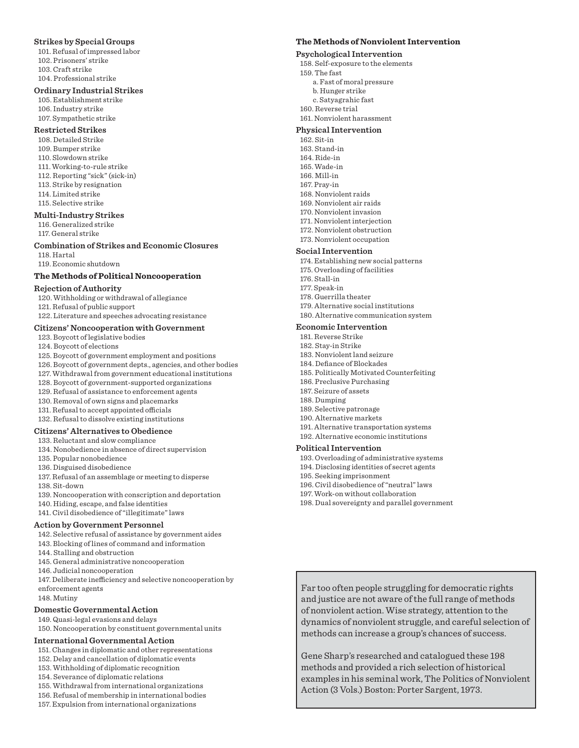### Strikes by Special Groups

101. Refusal of impressed labor
102. Prisoners' strike
103. Craft strike
104. Professional strike

### Ordinary Industrial Strikes

105. Establishment strike
106. Industry strike
107. Sympathetic strike

### Restricted Strikes

108. Detailed Strike
109. Bumper strike
110. Slowdown strike
111. Working-to-rule strike
112. Reporting "sick" (sick-in)
113. Strike by resignation
114. Limited strike
115. Selective strike

### Multi-Industry Strikes

116. Generalized strike
117. General strike

### Combination of Strikes and Economic Closures

118. Hartal
119. Economic shutdown

## The Methods of Political Noncooperation

### Rejection of Authority

120. Withholding or withdrawal of allegiance
121. Refusal of public support
122. Literature and speeches advocating resistance

### Citizens' Noncooperation with Government

123. Boycott of legislative bodies
124. Boycott of elections
125. Boycott of government employment and positions
126. Boycott of government depts., agencies, and other bodies
127. Withdrawal from government educational institutions
128. Boycott of government-supported organizations
129. Refusal of assistance to enforcement agents
130. Removal of own signs and placemarks
131. Refusal to accept appointed officials
132. Refusal to dissolve existing institutions

### Citizens' Alternatives to Obedience

133. Reluctant and slow compliance
134. Nonobedience in absence of direct supervision
135. Popular nonobedience
136. Disguised disobedience
137. Refusal of an assemblage or meeting to disperse
138. Sit-down
139. Noncooperation with conscription and deportation
140. Hiding, escape, and false identities
141. Civil disobedience of "illegitimate" laws

### Action by Government Personnel

142. Selective refusal of assistance by government aides
143. Blocking of lines of command and information
144. Stalling and obstruction
145. General administrative noncooperation
146. Judicial noncooperation
147. Deliberate inefficiency and selective noncooperation by enforcement agents
148. Mutiny

### Domestic Governmental Action

149. Quasi-legal evasions and delays
150. Noncooperation by constituent governmental units

### International Governmental Action

151. Changes in diplomatic and other representations
152. Delay and cancellation of diplomatic events
153. Withholding of diplomatic recognition
154. Severance of diplomatic relations
155. Withdrawal from international organizations
156. Refusal of membership in international bodies
157. Expulsion from international organizations

## The Methods of Nonviolent Intervention

### Psychological Intervention

158. Self-exposure to the elements
159. The fast
    a. Fast of moral pressure
    b. Hunger strike
    c. Satyagrahic fast
160. Reverse trial
161. Nonviolent harassment

### Physical Intervention

162. Sit-in
163. Stand-in
164. Ride-in
165. Wade-in
166. Mill-in
167. Pray-in
168. Nonviolent raids
169. Nonviolent air raids
170. Nonviolent invasion
171. Nonviolent interjection
172. Nonviolent obstruction
173. Nonviolent occupation

### Social Intervention

174. Establishing new social patterns
175. Overloading of facilities
176. Stall-in
177. Speak-in
178. Guerrilla theater
179. Alternative social institutions
180. Alternative communication system

### Economic Intervention

181. Reverse Strike
182. Stay-in Strike
183. Nonviolent land seizure
184. Defiance of Blockades
185. Politically Motivated Counterfeiting
186. Preclusive Purchasing
187. Seizure of assets
188. Dumping
189. Selective patronage
190. Alternative markets
191. Alternative transportation systems
192. Alternative economic institutions

### Political Intervention

193. Overloading of administrative systems
194. Disclosing identities of secret agents
195. Seeking imprisonment
196. Civil disobedience of "neutral" laws
197. Work-on without collaboration
198. Dual sovereignty and parallel government

Far too often people struggling for democratic rights and justice are not aware of the full range of methods of nonviolent action. Wise strategy, attention to the dynamics of nonviolent struggle, and careful selection of methods can increase a group's chances of success.

Gene Sharp's researched and catalogued these 198 methods and provided a rich selection of historical examples in his seminal work, The Politics of Nonviolent Action (3 Vols.) Boston: Porter Sargent, 1973.